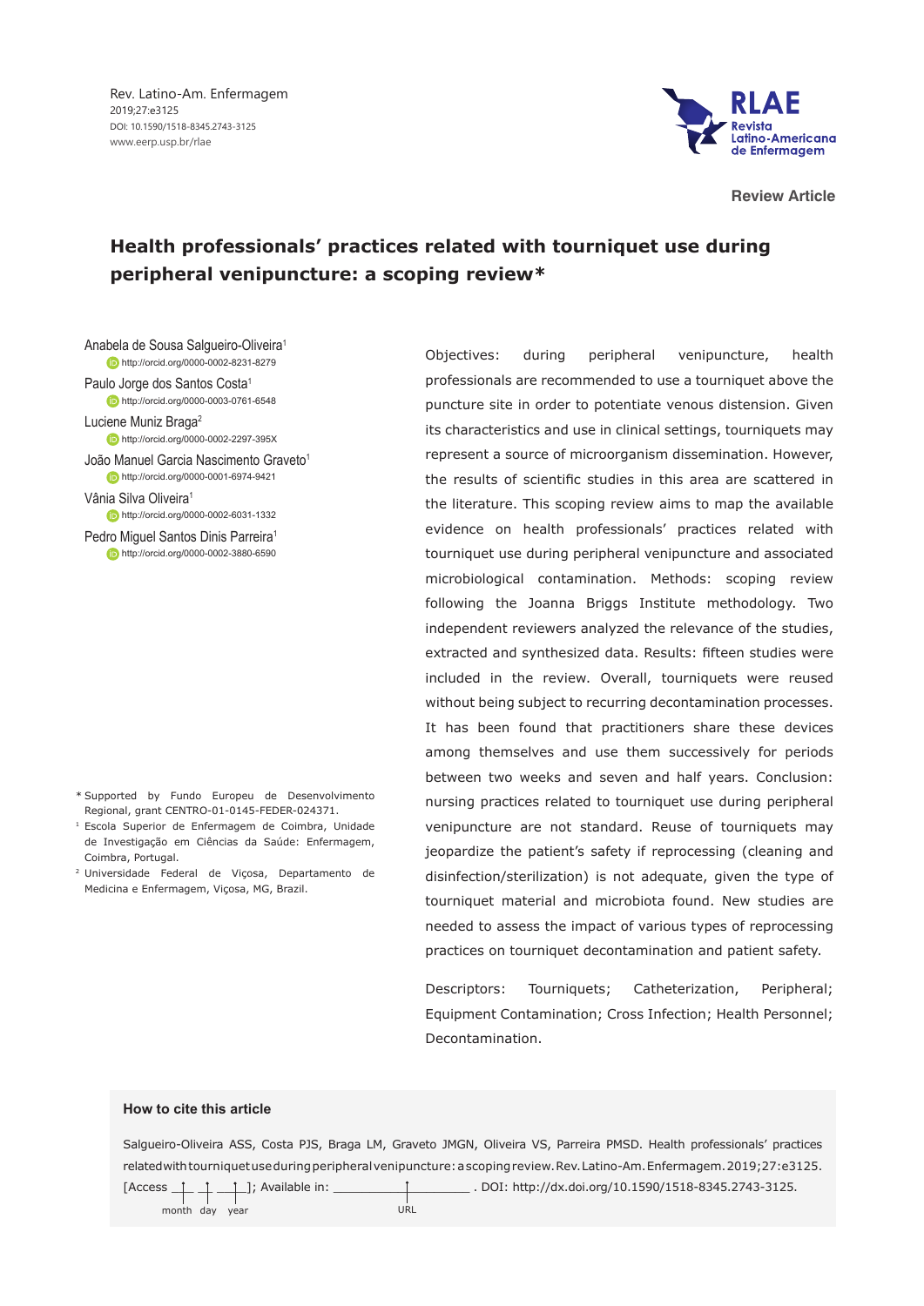Review Article

# Health professionals' practices related with tourniquet use during peripheral venipuncture: a scoping review*

Anabela de Sousa Salgueiro-Oliveira[1]
http://orcid.org/0000-0002-8231-8279

Paulo Jorge dos Santos Costa[1]
http://orcid.org/0000-0003-0761-6548

Luciene Muniz Braga[2]
http://orcid.org/0000-0002-2297-395X

João Manuel Garcia Nascimento Graveto[1]
http://orcid.org/0000-0001-6974-9421

Vânia Silva Oliveira[1]
http://orcid.org/0000-0002-6031-1332

Pedro Miguel Santos Dinis Parreira[1]
http://orcid.org/0000-0002-3880-6590

* Supported by Fundo Europeu de Desenvolvimento Regional, grant CENTRO-01-0145-FEDER-024371.

[1] Escola Superior de Enfermagem de Coimbra, Unidade de Investigação em Ciências da Saúde: Enfermagem, Coimbra, Portugal.

[2] Universidade Federal de Viçosa, Departamento de Medicina e Enfermagem, Viçosa, MG, Brazil.

Objectives: during peripheral venipuncture, health professionals are recommended to use a tourniquet above the puncture site in order to potentiate venous distension. Given its characteristics and use in clinical settings, tourniquets may represent a source of microorganism dissemination. However, the results of scientific studies in this area are scattered in the literature. This scoping review aims to map the available evidence on health professionals' practices related with tourniquet use during peripheral venipuncture and associated microbiological contamination. Methods: scoping review following the Joanna Briggs Institute methodology. Two independent reviewers analyzed the relevance of the studies, extracted and synthesized data. Results: fifteen studies were included in the review. Overall, tourniquets were reused without being subject to recurring decontamination processes. It has been found that practitioners share these devices among themselves and use them successively for periods between two weeks and seven and half years. Conclusion: nursing practices related to tourniquet use during peripheral venipuncture are not standard. Reuse of tourniquets may jeopardize the patient's safety if reprocessing (cleaning and disinfection/sterilization) is not adequate, given the type of tourniquet material and microbiota found. New studies are needed to assess the impact of various types of reprocessing practices on tourniquet decontamination and patient safety.

Descriptors: Tourniquets; Catheterization, Peripheral; Equipment Contamination; Cross Infection; Health Personnel; Decontamination.

**How to cite this article**

Salgueiro-Oliveira ASS, Costa PJS, Braga LM, Graveto JMGN, Oliveira VS, Parreira PMSD. Health professionals' practices related with tourniquet use during peripheral venipuncture: a scoping review. Rev. Latino-Am. Enfermagem. 2019;27:e3125. [Access ___ ___ ___]; Available in: ___________________ . DOI: http://dx.doi.org/10.1590/1518-8345.2743-3125.
month day year URL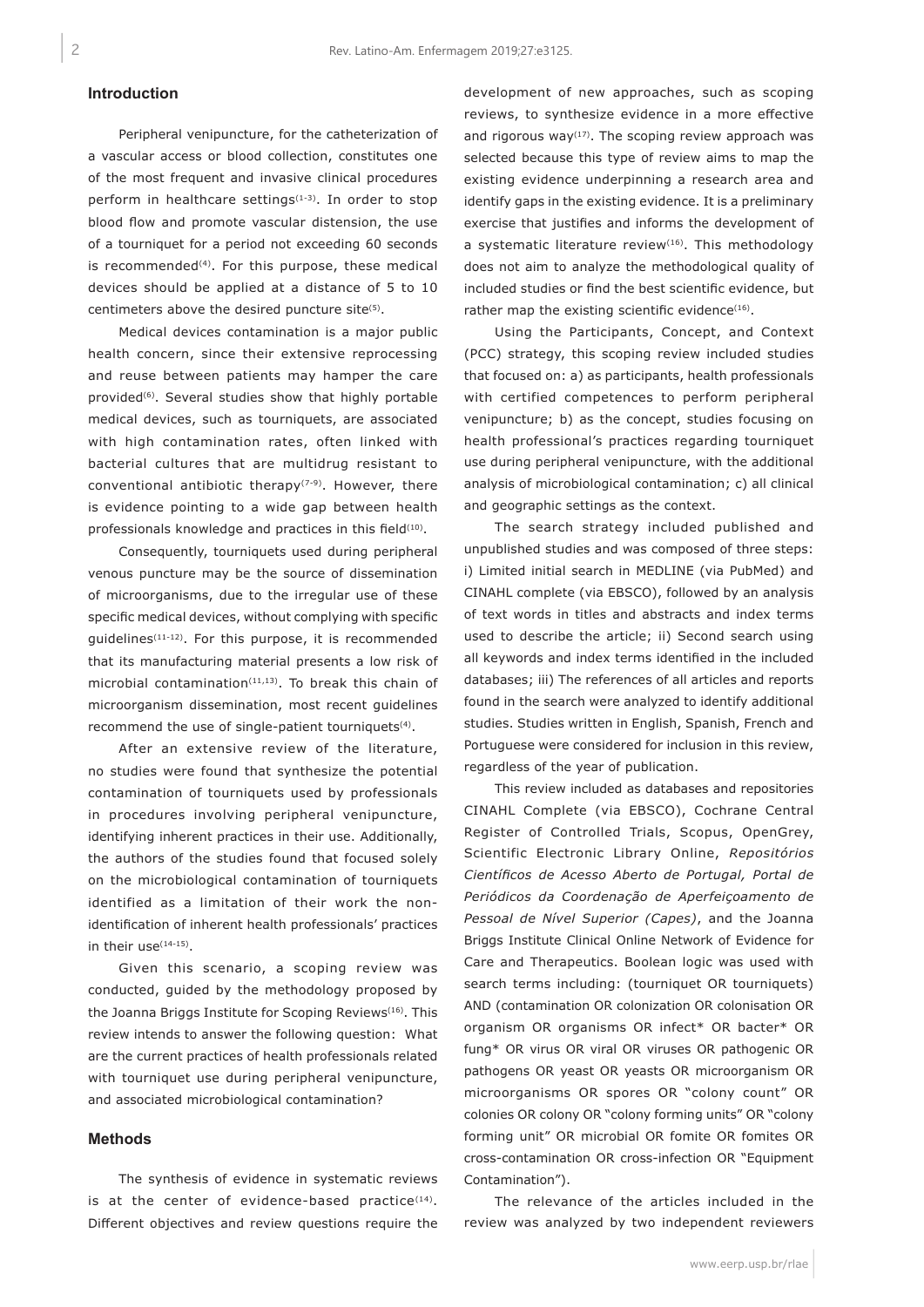## Introduction

Peripheral venipuncture, for the catheterization of a vascular access or blood collection, constitutes one of the most frequent and invasive clinical procedures perform in healthcare settings[1-3]. In order to stop blood flow and promote vascular distension, the use of a tourniquet for a period not exceeding 60 seconds is recommended[4]. For this purpose, these medical devices should be applied at a distance of 5 to 10 centimeters above the desired puncture site[5].

Medical devices contamination is a major public health concern, since their extensive reprocessing and reuse between patients may hamper the care provided[6]. Several studies show that highly portable medical devices, such as tourniquets, are associated with high contamination rates, often linked with bacterial cultures that are multidrug resistant to conventional antibiotic therapy[7-9]. However, there is evidence pointing to a wide gap between health professionals knowledge and practices in this field[10].

Consequently, tourniquets used during peripheral venous puncture may be the source of dissemination of microorganisms, due to the irregular use of these specific medical devices, without complying with specific guidelines[11-12]. For this purpose, it is recommended that its manufacturing material presents a low risk of microbial contamination[11,13]. To break this chain of microorganism dissemination, most recent guidelines recommend the use of single-patient tourniquets[4].

After an extensive review of the literature, no studies were found that synthesize the potential contamination of tourniquets used by professionals in procedures involving peripheral venipuncture, identifying inherent practices in their use. Additionally, the authors of the studies found that focused solely on the microbiological contamination of tourniquets identified as a limitation of their work the non-identification of inherent health professionals' practices in their use[14-15].

Given this scenario, a scoping review was conducted, guided by the methodology proposed by the Joanna Briggs Institute for Scoping Reviews[16]. This review intends to answer the following question: What are the current practices of health professionals related with tourniquet use during peripheral venipuncture, and associated microbiological contamination?

## Methods

The synthesis of evidence in systematic reviews is at the center of evidence-based practice[14]. Different objectives and review questions require the development of new approaches, such as scoping reviews, to synthesize evidence in a more effective and rigorous way[17]. The scoping review approach was selected because this type of review aims to map the existing evidence underpinning a research area and identify gaps in the existing evidence. It is a preliminary exercise that justifies and informs the development of a systematic literature review[16]. This methodology does not aim to analyze the methodological quality of included studies or find the best scientific evidence, but rather map the existing scientific evidence[16].

Using the Participants, Concept, and Context (PCC) strategy, this scoping review included studies that focused on: a) as participants, health professionals with certified competences to perform peripheral venipuncture; b) as the concept, studies focusing on health professional's practices regarding tourniquet use during peripheral venipuncture, with the additional analysis of microbiological contamination; c) all clinical and geographic settings as the context.

The search strategy included published and unpublished studies and was composed of three steps: i) Limited initial search in MEDLINE (via PubMed) and CINAHL complete (via EBSCO), followed by an analysis of text words in titles and abstracts and index terms used to describe the article; ii) Second search using all keywords and index terms identified in the included databases; iii) The references of all articles and reports found in the search were analyzed to identify additional studies. Studies written in English, Spanish, French and Portuguese were considered for inclusion in this review, regardless of the year of publication.

This review included as databases and repositories CINAHL Complete (via EBSCO), Cochrane Central Register of Controlled Trials, Scopus, OpenGrey, Scientific Electronic Library Online, *Repositórios Científicos de Acesso Aberto de Portugal, Portal de Periódicos da Coordenação de Aperfeiçoamento de Pessoal de Nível Superior (Capes)*, and the Joanna Briggs Institute Clinical Online Network of Evidence for Care and Therapeutics. Boolean logic was used with search terms including: (tourniquet OR tourniquets) AND (contamination OR colonization OR colonisation OR organism OR organisms OR infect* OR bacter* OR fung* OR virus OR viral OR viruses OR pathogenic OR pathogens OR yeast OR yeasts OR microorganism OR microorganisms OR spores OR "colony count" OR colonies OR colony OR "colony forming units" OR "colony forming unit" OR microbial OR fomite OR fomites OR cross-contamination OR cross-infection OR "Equipment Contamination").

The relevance of the articles included in the review was analyzed by two independent reviewers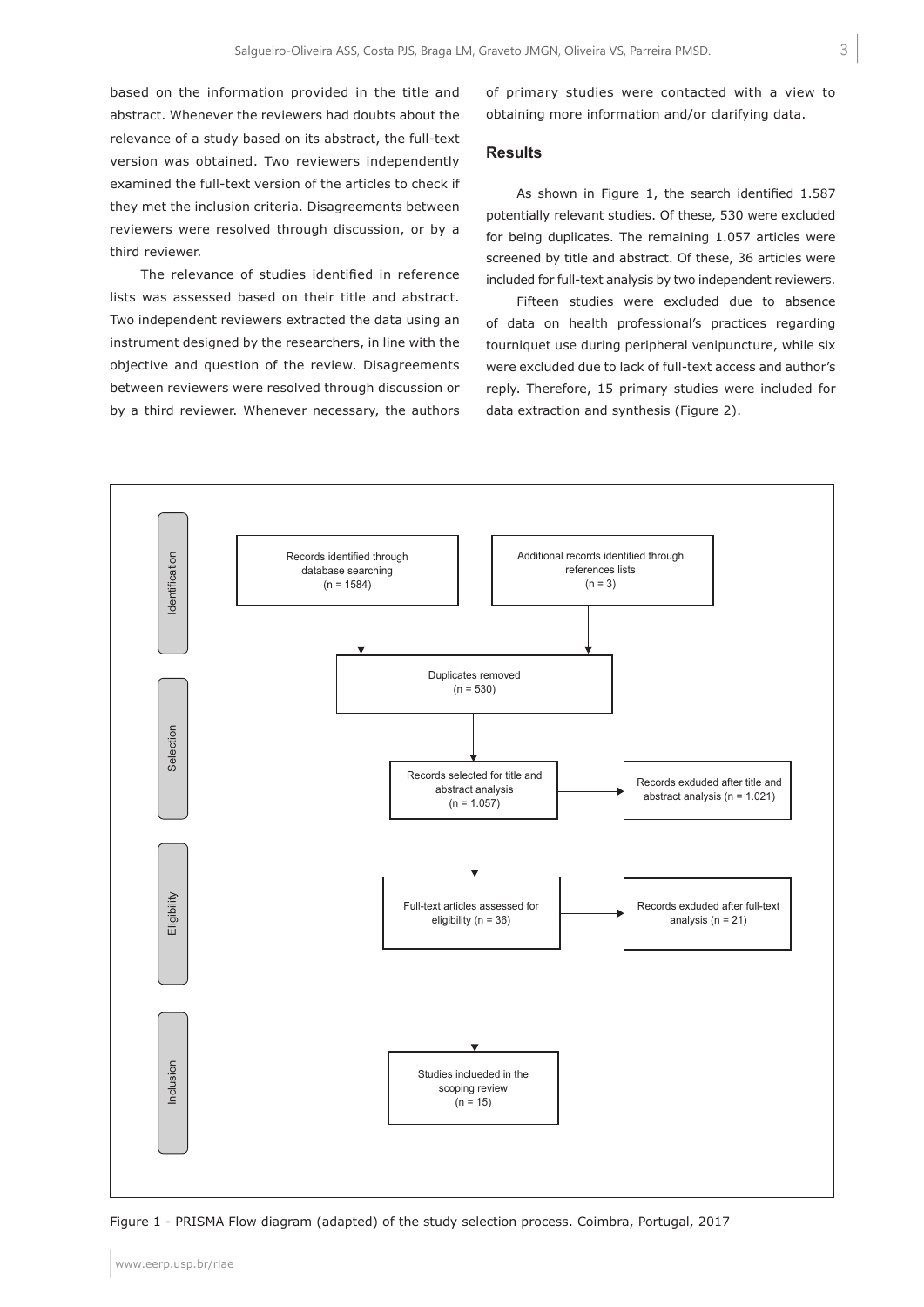based on the information provided in the title and abstract. Whenever the reviewers had doubts about the relevance of a study based on its abstract, the full-text version was obtained. Two reviewers independently examined the full-text version of the articles to check if they met the inclusion criteria. Disagreements between reviewers were resolved through discussion, or by a third reviewer.

The relevance of studies identified in reference lists was assessed based on their title and abstract. Two independent reviewers extracted the data using an instrument designed by the researchers, in line with the objective and question of the review. Disagreements between reviewers were resolved through discussion or by a third reviewer. Whenever necessary, the authors of primary studies were contacted with a view to obtaining more information and/or clarifying data.

## Results

As shown in Figure 1, the search identified 1.587 potentially relevant studies. Of these, 530 were excluded for being duplicates. The remaining 1.057 articles were screened by title and abstract. Of these, 36 articles were included for full-text analysis by two independent reviewers.

Fifteen studies were excluded due to absence of data on health professional's practices regarding tourniquet use during peripheral venipuncture, while six were excluded due to lack of full-text access and author's reply. Therefore, 15 primary studies were included for data extraction and synthesis (Figure 2).

Identification

Records identified through database searching (n = 1584)

Additional records identified through references lists (n = 3)

Duplicates removed (n = 530)

Selection

Records selected for title and abstract analysis (n = 1.057)

Records exduded after title and abstract analysis (n = 1.021)

Eligibility

Full-text articles assessed for eligibility (n = 36)

Records exduded after full-text analysis (n = 21)

Inclusion

Studies inclueded in the scoping review (n = 15)

Figure 1 - PRISMA Flow diagram (adapted) of the study selection process. Coimbra, Portugal, 2017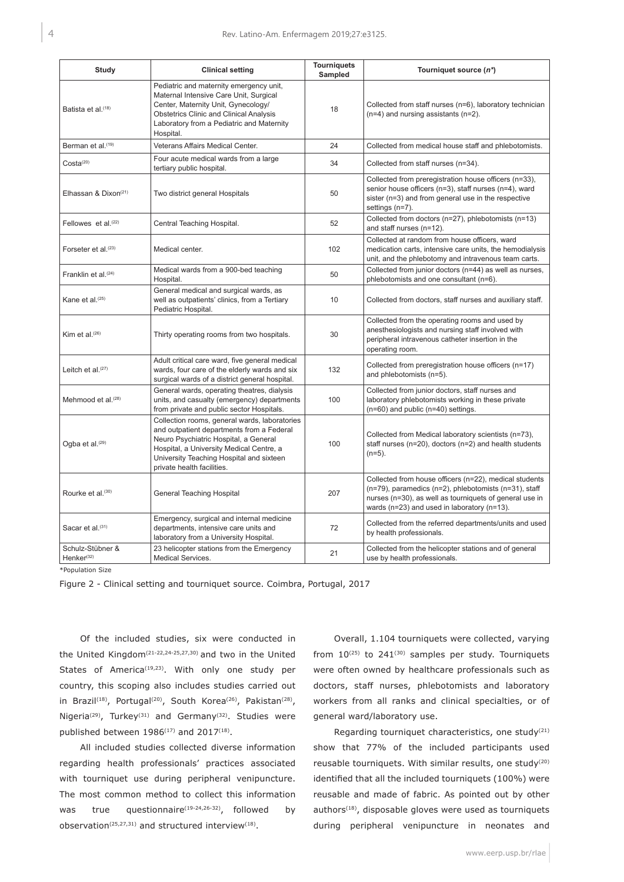| Study | Clinical setting | Tourniquets Sampled | Tourniquet source (*n**) |
|---|---|---|---|
| Batista et al.[18] | Pediatric and maternity emergency unit, Maternal Intensive Care Unit, Surgical Center, Maternity Unit, Gynecology/ Obstetrics Clinic and Clinical Analysis Laboratory from a Pediatric and Maternity Hospital. | 18 | Collected from staff nurses (n=6), laboratory technician (n=4) and nursing assistants (n=2). |
| Berman et al.[19] | Veterans Affairs Medical Center. | 24 | Collected from medical house staff and phlebotomists. |
| Costa[20] | Four acute medical wards from a large tertiary public hospital. | 34 | Collected from staff nurses (n=34). |
| Elhassan & Dixon[21] | Two district general Hospitals | 50 | Collected from preregistration house officers (n=33), senior house officers (n=3), staff nurses (n=4), ward sister (n=3) and from general use in the respective settings (n=7). |
| Fellowes et al.[22] | Central Teaching Hospital. | 52 | Collected from doctors (n=27), phlebotomists (n=13) and staff nurses (n=12). |
| Forseter et al.[23] | Medical center. | 102 | Collected at random from house officers, ward medication carts, intensive care units, the hemodialysis unit, and the phlebotomy and intravenous team carts. |
| Franklin et al.[24] | Medical wards from a 900-bed teaching Hospital. | 50 | Collected from junior doctors (n=44) as well as nurses, phlebotomists and one consultant (n=6). |
| Kane et al.[25] | General medical and surgical wards, as well as outpatients' clinics, from a Tertiary Pediatric Hospital. | 10 | Collected from doctors, staff nurses and auxiliary staff. |
| Kim et al.[26] | Thirty operating rooms from two hospitals. | 30 | Collected from the operating rooms and used by anesthesiologists and nursing staff involved with peripheral intravenous catheter insertion in the operating room. |
| Leitch et al.[27] | Adult critical care ward, five general medical wards, four care of the elderly wards and six surgical wards of a district general hospital. | 132 | Collected from preregistration house officers (n=17) and phlebotomists (n=5). |
| Mehmood et al.[28] | General wards, operating theatres, dialysis units, and casualty (emergency) departments from private and public sector Hospitals. | 100 | Collected from junior doctors, staff nurses and laboratory phlebotomists working in these private (n=60) and public (n=40) settings. |
| Ogba et al.[29] | Collection rooms, general wards, laboratories and outpatient departments from a Federal Neuro Psychiatric Hospital, a General Hospital, a University Medical Centre, a University Teaching Hospital and sixteen private health facilities. | 100 | Collected from Medical laboratory scientists (n=73), staff nurses (n=20), doctors (n=2) and health students (n=5). |
| Rourke et al.[30] | General Teaching Hospital | 207 | Collected from house officers (n=22), medical students (n=79), paramedics (n=2), phlebotomists (n=31), staff nurses (n=30), as well as tourniquets of general use in wards (n=23) and used in laboratory (n=13). |
| Sacar et al.[31] | Emergency, surgical and internal medicine departments, intensive care units and laboratory from a University Hospital. | 72 | Collected from the referred departments/units and used by health professionals. |
| Schulz-Stübner & Henker[32] | 23 helicopter stations from the Emergency Medical Services. | 21 | Collected from the helicopter stations and of general use by health professionals. |

*Population Size

Figure 2 - Clinical setting and tourniquet source. Coimbra, Portugal, 2017

Of the included studies, six were conducted in the United Kingdom[21-22,24-25,27,30] and two in the United States of America[19,23]. With only one study per country, this scoping also includes studies carried out in Brazil[18], Portugal[20], South Korea[26], Pakistan[28], Nigeria[29], Turkey[31] and Germany[32]. Studies were published between 1986[17] and 2017[18].

All included studies collected diverse information regarding health professionals' practices associated with tourniquet use during peripheral venipuncture. The most common method to collect this information was true questionnaire[19-24,26-32], followed by observation[25,27,31] and structured interview[18].

Overall, 1.104 tourniquets were collected, varying from 10[25] to 241[30] samples per study. Tourniquets were often owned by healthcare professionals such as doctors, staff nurses, phlebotomists and laboratory workers from all ranks and clinical specialties, or of general ward/laboratory use.

Regarding tourniquet characteristics, one study[21] show that 77% of the included participants used reusable tourniquets. With similar results, one study[20] identified that all the included tourniquets (100%) were reusable and made of fabric. As pointed out by other authors[18], disposable gloves were used as tourniquets during peripheral venipuncture in neonates and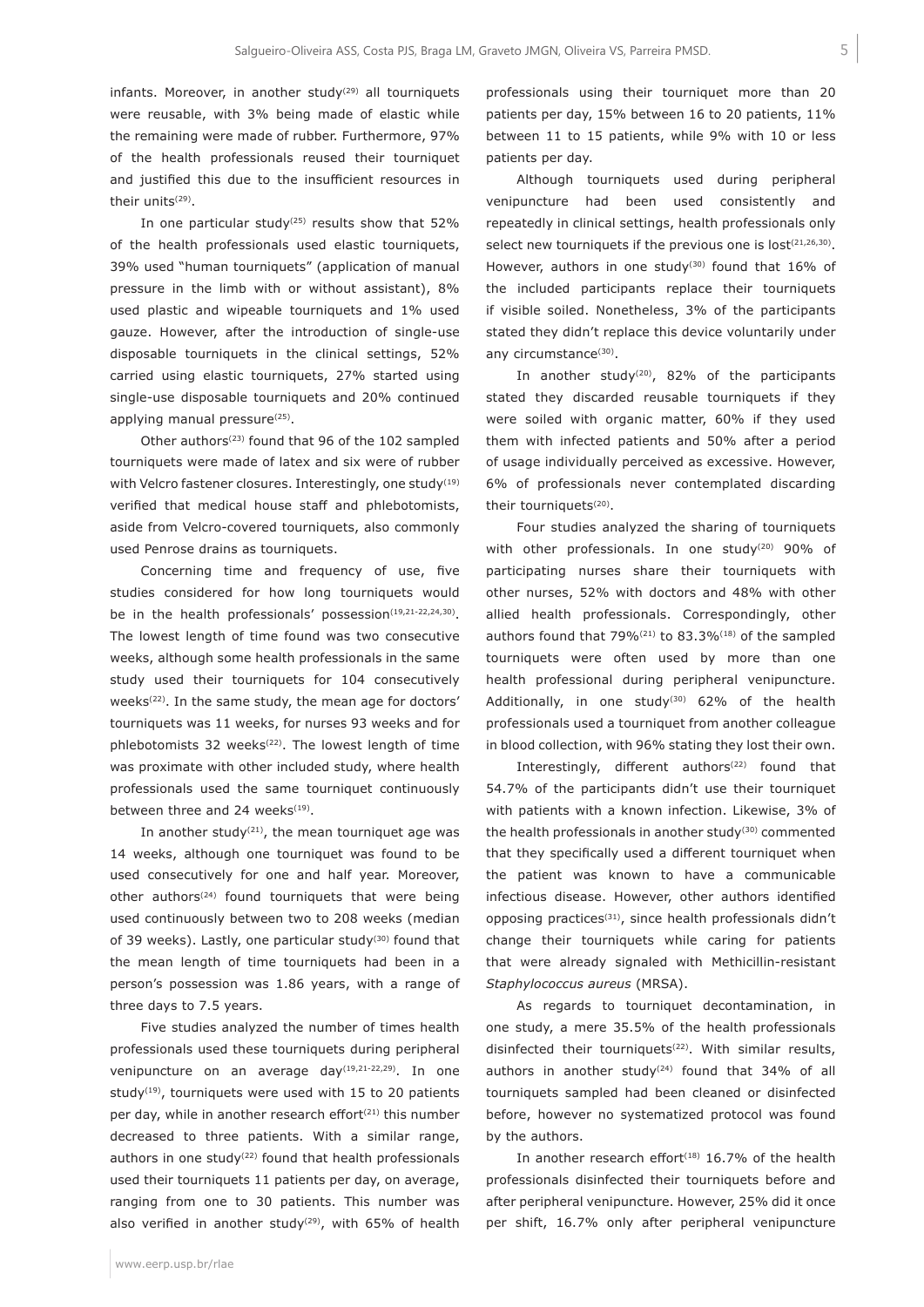infants. Moreover, in another study[29] all tourniquets were reusable, with 3% being made of elastic while the remaining were made of rubber. Furthermore, 97% of the health professionals reused their tourniquet and justified this due to the insufficient resources in their units[29].

In one particular study[25] results show that 52% of the health professionals used elastic tourniquets, 39% used "human tourniquets" (application of manual pressure in the limb with or without assistant), 8% used plastic and wipeable tourniquets and 1% used gauze. However, after the introduction of single-use disposable tourniquets in the clinical settings, 52% carried using elastic tourniquets, 27% started using single-use disposable tourniquets and 20% continued applying manual pressure[25].

Other authors[23] found that 96 of the 102 sampled tourniquets were made of latex and six were of rubber with Velcro fastener closures. Interestingly, one study[19] verified that medical house staff and phlebotomists, aside from Velcro-covered tourniquets, also commonly used Penrose drains as tourniquets.

Concerning time and frequency of use, five studies considered for how long tourniquets would be in the health professionals' possession[19,21-22,24,30]. The lowest length of time found was two consecutive weeks, although some health professionals in the same study used their tourniquets for 104 consecutively weeks[22]. In the same study, the mean age for doctors' tourniquets was 11 weeks, for nurses 93 weeks and for phlebotomists 32 weeks[22]. The lowest length of time was proximate with other included study, where health professionals used the same tourniquet continuously between three and 24 weeks[19].

In another study[21], the mean tourniquet age was 14 weeks, although one tourniquet was found to be used consecutively for one and half year. Moreover, other authors[24] found tourniquets that were being used continuously between two to 208 weeks (median of 39 weeks). Lastly, one particular study[30] found that the mean length of time tourniquets had been in a person's possession was 1.86 years, with a range of three days to 7.5 years.

Five studies analyzed the number of times health professionals used these tourniquets during peripheral venipuncture on an average day[19,21-22,29]. In one study[19], tourniquets were used with 15 to 20 patients per day, while in another research effort[21] this number decreased to three patients. With a similar range, authors in one study[22] found that health professionals used their tourniquets 11 patients per day, on average, ranging from one to 30 patients. This number was also verified in another study[29], with 65% of health professionals using their tourniquet more than 20 patients per day, 15% between 16 to 20 patients, 11% between 11 to 15 patients, while 9% with 10 or less patients per day.

Although tourniquets used during peripheral venipuncture had been used consistently and repeatedly in clinical settings, health professionals only select new tourniquets if the previous one is lost[21,26,30]. However, authors in one study[30] found that 16% of the included participants replace their tourniquets if visible soiled. Nonetheless, 3% of the participants stated they didn't replace this device voluntarily under any circumstance[30].

In another study[20], 82% of the participants stated they discarded reusable tourniquets if they were soiled with organic matter, 60% if they used them with infected patients and 50% after a period of usage individually perceived as excessive. However, 6% of professionals never contemplated discarding their tourniquets[20].

Four studies analyzed the sharing of tourniquets with other professionals. In one study[20] 90% of participating nurses share their tourniquets with other nurses, 52% with doctors and 48% with other allied health professionals. Correspondingly, other authors found that 79%[21] to 83.3%[18] of the sampled tourniquets were often used by more than one health professional during peripheral venipuncture. Additionally, in one study[30] 62% of the health professionals used a tourniquet from another colleague in blood collection, with 96% stating they lost their own.

Interestingly, different authors[22] found that 54.7% of the participants didn't use their tourniquet with patients with a known infection. Likewise, 3% of the health professionals in another study[30] commented that they specifically used a different tourniquet when the patient was known to have a communicable infectious disease. However, other authors identified opposing practices[31], since health professionals didn't change their tourniquets while caring for patients that were already signaled with Methicillin-resistant *Staphylococcus aureus* (MRSA).

As regards to tourniquet decontamination, in one study, a mere 35.5% of the health professionals disinfected their tourniquets[22]. With similar results, authors in another study[24] found that 34% of all tourniquets sampled had been cleaned or disinfected before, however no systematized protocol was found by the authors.

In another research effort[18] 16.7% of the health professionals disinfected their tourniquets before and after peripheral venipuncture. However, 25% did it once per shift, 16.7% only after peripheral venipuncture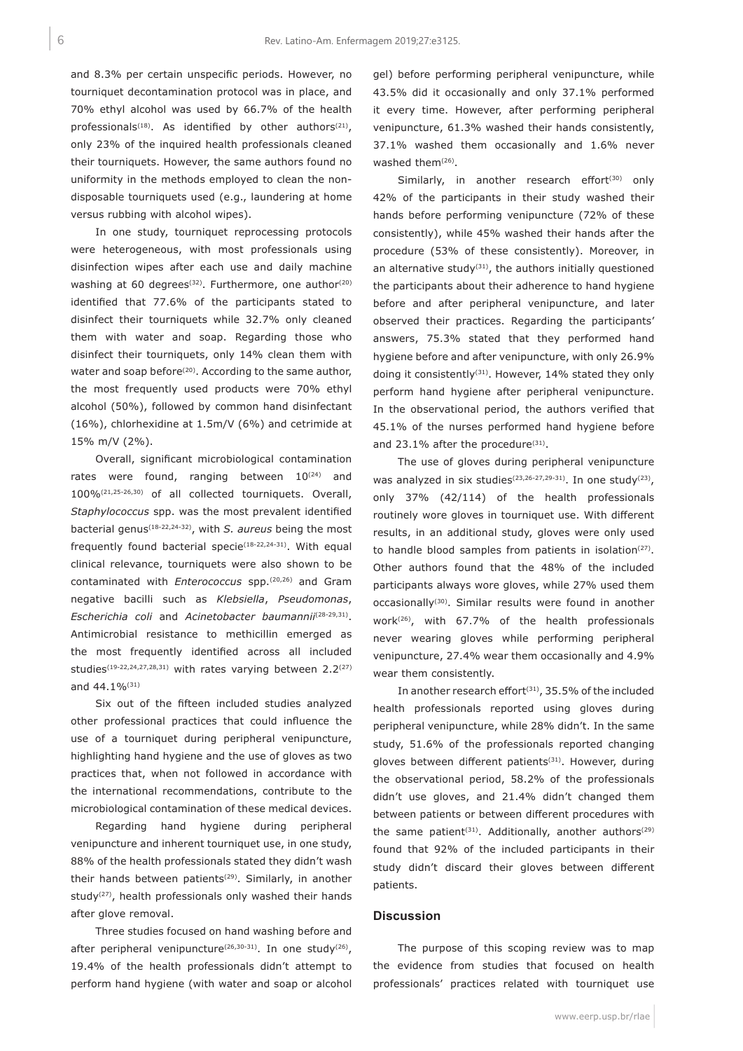and 8.3% per certain unspecific periods. However, no tourniquet decontamination protocol was in place, and 70% ethyl alcohol was used by 66.7% of the health professionals[18]. As identified by other authors[21], only 23% of the inquired health professionals cleaned their tourniquets. However, the same authors found no uniformity in the methods employed to clean the non-disposable tourniquets used (e.g., laundering at home versus rubbing with alcohol wipes).

In one study, tourniquet reprocessing protocols were heterogeneous, with most professionals using disinfection wipes after each use and daily machine washing at 60 degrees[32]. Furthermore, one author[20] identified that 77.6% of the participants stated to disinfect their tourniquets while 32.7% only cleaned them with water and soap. Regarding those who disinfect their tourniquets, only 14% clean them with water and soap before[20]. According to the same author, the most frequently used products were 70% ethyl alcohol (50%), followed by common hand disinfectant (16%), chlorhexidine at 1.5m/V (6%) and cetrimide at 15% m/V (2%).

Overall, significant microbiological contamination rates were found, ranging between 10[24] and 100%[21,25-26,30] of all collected tourniquets. Overall, *Staphylococcus* spp. was the most prevalent identified bacterial genus[18-22,24-32], with *S. aureus* being the most frequently found bacterial specie[18-22,24-31]. With equal clinical relevance, tourniquets were also shown to be contaminated with *Enterococcus* spp.[20,26] and Gram negative bacilli such as *Klebsiella*, *Pseudomonas*, *Escherichia coli* and *Acinetobacter baumannii*[28-29,31]. Antimicrobial resistance to methicillin emerged as the most frequently identified across all included studies[19-22,24,27,28,31] with rates varying between 2.2[27] and 44.1%[31]

Six out of the fifteen included studies analyzed other professional practices that could influence the use of a tourniquet during peripheral venipuncture, highlighting hand hygiene and the use of gloves as two practices that, when not followed in accordance with the international recommendations, contribute to the microbiological contamination of these medical devices.

Regarding hand hygiene during peripheral venipuncture and inherent tourniquet use, in one study, 88% of the health professionals stated they didn't wash their hands between patients[29]. Similarly, in another study[27], health professionals only washed their hands after glove removal.

Three studies focused on hand washing before and after peripheral venipuncture[26,30-31]. In one study[26], 19.4% of the health professionals didn't attempt to perform hand hygiene (with water and soap or alcohol gel) before performing peripheral venipuncture, while 43.5% did it occasionally and only 37.1% performed it every time. However, after performing peripheral venipuncture, 61.3% washed their hands consistently, 37.1% washed them occasionally and 1.6% never washed them[26].

Similarly, in another research effort[30] only 42% of the participants in their study washed their hands before performing venipuncture (72% of these consistently), while 45% washed their hands after the procedure (53% of these consistently). Moreover, in an alternative study[31], the authors initially questioned the participants about their adherence to hand hygiene before and after peripheral venipuncture, and later observed their practices. Regarding the participants' answers, 75.3% stated that they performed hand hygiene before and after venipuncture, with only 26.9% doing it consistently[31]. However, 14% stated they only perform hand hygiene after peripheral venipuncture. In the observational period, the authors verified that 45.1% of the nurses performed hand hygiene before and 23.1% after the procedure[31].

The use of gloves during peripheral venipuncture was analyzed in six studies[23,26-27,29-31]. In one study[23], only 37% (42/114) of the health professionals routinely wore gloves in tourniquet use. With different results, in an additional study, gloves were only used to handle blood samples from patients in isolation[27]. Other authors found that the 48% of the included participants always wore gloves, while 27% used them occasionally[30]. Similar results were found in another work[26], with 67.7% of the health professionals never wearing gloves while performing peripheral venipuncture, 27.4% wear them occasionally and 4.9% wear them consistently.

In another research effort[31], 35.5% of the included health professionals reported using gloves during peripheral venipuncture, while 28% didn't. In the same study, 51.6% of the professionals reported changing gloves between different patients[31]. However, during the observational period, 58.2% of the professionals didn't use gloves, and 21.4% didn't changed them between patients or between different procedures with the same patient[31]. Additionally, another authors[29] found that 92% of the included participants in their study didn't discard their gloves between different patients.

## Discussion

The purpose of this scoping review was to map the evidence from studies that focused on health professionals' practices related with tourniquet use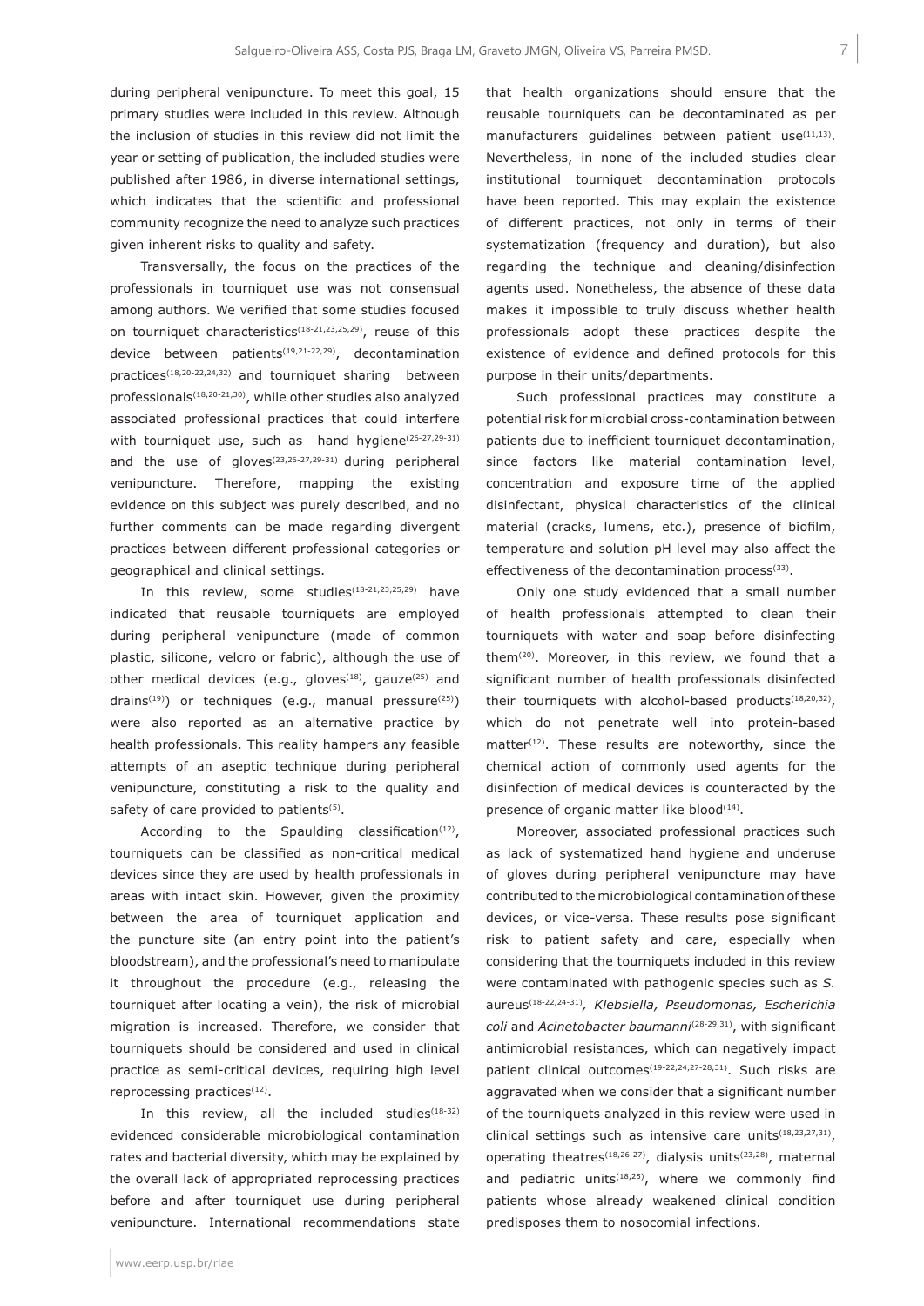during peripheral venipuncture. To meet this goal, 15 primary studies were included in this review. Although the inclusion of studies in this review did not limit the year or setting of publication, the included studies were published after 1986, in diverse international settings, which indicates that the scientific and professional community recognize the need to analyze such practices given inherent risks to quality and safety.

Transversally, the focus on the practices of the professionals in tourniquet use was not consensual among authors. We verified that some studies focused on tourniquet characteristics[18-21,23,25,29], reuse of this device between patients[19,21-22,29], decontamination practices[18,20-22,24,32] and tourniquet sharing between professionals[18,20-21,30], while other studies also analyzed associated professional practices that could interfere with tourniquet use, such as hand hygiene[26-27,29-31] and the use of gloves[23,26-27,29-31] during peripheral venipuncture. Therefore, mapping the existing evidence on this subject was purely described, and no further comments can be made regarding divergent practices between different professional categories or geographical and clinical settings.

In this review, some studies[18-21,23,25,29] have indicated that reusable tourniquets are employed during peripheral venipuncture (made of common plastic, silicone, velcro or fabric), although the use of other medical devices (e.g., gloves[18], gauze[25] and drains[19]) or techniques (e.g., manual pressure[25]) were also reported as an alternative practice by health professionals. This reality hampers any feasible attempts of an aseptic technique during peripheral venipuncture, constituting a risk to the quality and safety of care provided to patients[5].

According to the Spaulding classification[12], tourniquets can be classified as non-critical medical devices since they are used by health professionals in areas with intact skin. However, given the proximity between the area of tourniquet application and the puncture site (an entry point into the patient's bloodstream), and the professional's need to manipulate it throughout the procedure (e.g., releasing the tourniquet after locating a vein), the risk of microbial migration is increased. Therefore, we consider that tourniquets should be considered and used in clinical practice as semi-critical devices, requiring high level reprocessing practices[12].

In this review, all the included studies[18-32] evidenced considerable microbiological contamination rates and bacterial diversity, which may be explained by the overall lack of appropriated reprocessing practices before and after tourniquet use during peripheral venipuncture. International recommendations state that health organizations should ensure that the reusable tourniquets can be decontaminated as per manufacturers guidelines between patient use[11,13]. Nevertheless, in none of the included studies clear institutional tourniquet decontamination protocols have been reported. This may explain the existence of different practices, not only in terms of their systematization (frequency and duration), but also regarding the technique and cleaning/disinfection agents used. Nonetheless, the absence of these data makes it impossible to truly discuss whether health professionals adopt these practices despite the existence of evidence and defined protocols for this purpose in their units/departments.

Such professional practices may constitute a potential risk for microbial cross-contamination between patients due to inefficient tourniquet decontamination, since factors like material contamination level, concentration and exposure time of the applied disinfectant, physical characteristics of the clinical material (cracks, lumens, etc.), presence of biofilm, temperature and solution pH level may also affect the effectiveness of the decontamination process[33].

Only one study evidenced that a small number of health professionals attempted to clean their tourniquets with water and soap before disinfecting them[20]. Moreover, in this review, we found that a significant number of health professionals disinfected their tourniquets with alcohol-based products[18,20,32], which do not penetrate well into protein-based matter[12]. These results are noteworthy, since the chemical action of commonly used agents for the disinfection of medical devices is counteracted by the presence of organic matter like blood[14].

Moreover, associated professional practices such as lack of systematized hand hygiene and underuse of gloves during peripheral venipuncture may have contributed to the microbiological contamination of these devices, or vice-versa. These results pose significant risk to patient safety and care, especially when considering that the tourniquets included in this review were contaminated with pathogenic species such as *S.* aureus[18-22,24-31], *Klebsiella, Pseudomonas, Escherichia coli* and *Acinetobacter baumanni*[28-29,31], with significant antimicrobial resistances, which can negatively impact patient clinical outcomes[19-22,24,27-28,31]. Such risks are aggravated when we consider that a significant number of the tourniquets analyzed in this review were used in clinical settings such as intensive care units[18,23,27,31], operating theatres[18,26-27], dialysis units[23,28], maternal and pediatric units[18,25], where we commonly find patients whose already weakened clinical condition predisposes them to nosocomial infections.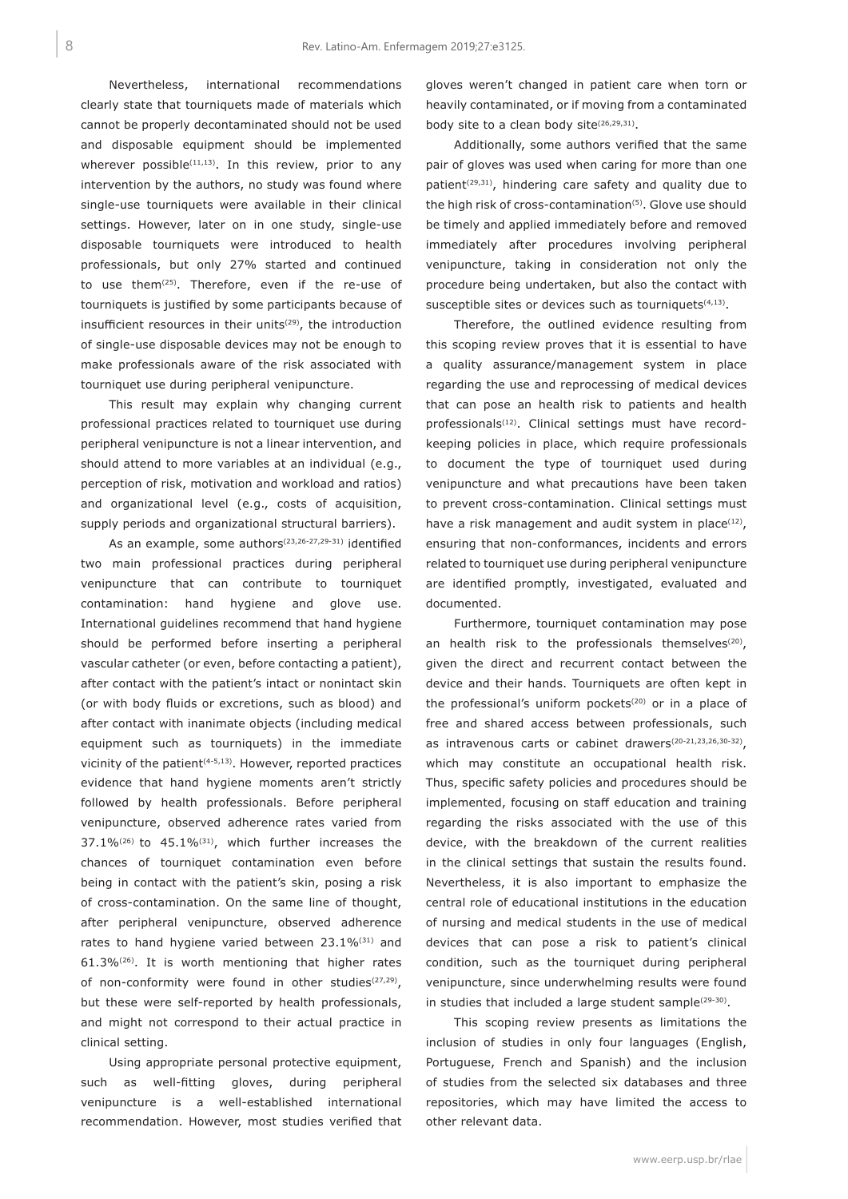Nevertheless, international recommendations clearly state that tourniquets made of materials which cannot be properly decontaminated should not be used and disposable equipment should be implemented wherever possible[11,13]. In this review, prior to any intervention by the authors, no study was found where single-use tourniquets were available in their clinical settings. However, later on in one study, single-use disposable tourniquets were introduced to health professionals, but only 27% started and continued to use them[25]. Therefore, even if the re-use of tourniquets is justified by some participants because of insufficient resources in their units[29], the introduction of single-use disposable devices may not be enough to make professionals aware of the risk associated with tourniquet use during peripheral venipuncture.

This result may explain why changing current professional practices related to tourniquet use during peripheral venipuncture is not a linear intervention, and should attend to more variables at an individual (e.g., perception of risk, motivation and workload and ratios) and organizational level (e.g., costs of acquisition, supply periods and organizational structural barriers).

As an example, some authors[23,26-27,29-31] identified two main professional practices during peripheral venipuncture that can contribute to tourniquet contamination: hand hygiene and glove use. International guidelines recommend that hand hygiene should be performed before inserting a peripheral vascular catheter (or even, before contacting a patient), after contact with the patient's intact or nonintact skin (or with body fluids or excretions, such as blood) and after contact with inanimate objects (including medical equipment such as tourniquets) in the immediate vicinity of the patient[4-5,13]. However, reported practices evidence that hand hygiene moments aren't strictly followed by health professionals. Before peripheral venipuncture, observed adherence rates varied from 37.1%[26] to 45.1%[31], which further increases the chances of tourniquet contamination even before being in contact with the patient's skin, posing a risk of cross-contamination. On the same line of thought, after peripheral venipuncture, observed adherence rates to hand hygiene varied between 23.1%[31] and 61.3%[26]. It is worth mentioning that higher rates of non-conformity were found in other studies[27,29], but these were self-reported by health professionals, and might not correspond to their actual practice in clinical setting.

Using appropriate personal protective equipment, such as well-fitting gloves, during peripheral venipuncture is a well-established international recommendation. However, most studies verified that gloves weren't changed in patient care when torn or heavily contaminated, or if moving from a contaminated body site to a clean body site[26,29,31].

Additionally, some authors verified that the same pair of gloves was used when caring for more than one patient[29,31], hindering care safety and quality due to the high risk of cross-contamination[5]. Glove use should be timely and applied immediately before and removed immediately after procedures involving peripheral venipuncture, taking in consideration not only the procedure being undertaken, but also the contact with susceptible sites or devices such as tourniquets[4,13].

Therefore, the outlined evidence resulting from this scoping review proves that it is essential to have a quality assurance/management system in place regarding the use and reprocessing of medical devices that can pose an health risk to patients and health professionals[12]. Clinical settings must have record-keeping policies in place, which require professionals to document the type of tourniquet used during venipuncture and what precautions have been taken to prevent cross-contamination. Clinical settings must have a risk management and audit system in place[12], ensuring that non-conformances, incidents and errors related to tourniquet use during peripheral venipuncture are identified promptly, investigated, evaluated and documented.

Furthermore, tourniquet contamination may pose an health risk to the professionals themselves[20], given the direct and recurrent contact between the device and their hands. Tourniquets are often kept in the professional's uniform pockets[20] or in a place of free and shared access between professionals, such as intravenous carts or cabinet drawers[20-21,23,26,30-32], which may constitute an occupational health risk. Thus, specific safety policies and procedures should be implemented, focusing on staff education and training regarding the risks associated with the use of this device, with the breakdown of the current realities in the clinical settings that sustain the results found. Nevertheless, it is also important to emphasize the central role of educational institutions in the education of nursing and medical students in the use of medical devices that can pose a risk to patient's clinical condition, such as the tourniquet during peripheral venipuncture, since underwhelming results were found in studies that included a large student sample[29-30].

This scoping review presents as limitations the inclusion of studies in only four languages (English, Portuguese, French and Spanish) and the inclusion of studies from the selected six databases and three repositories, which may have limited the access to other relevant data.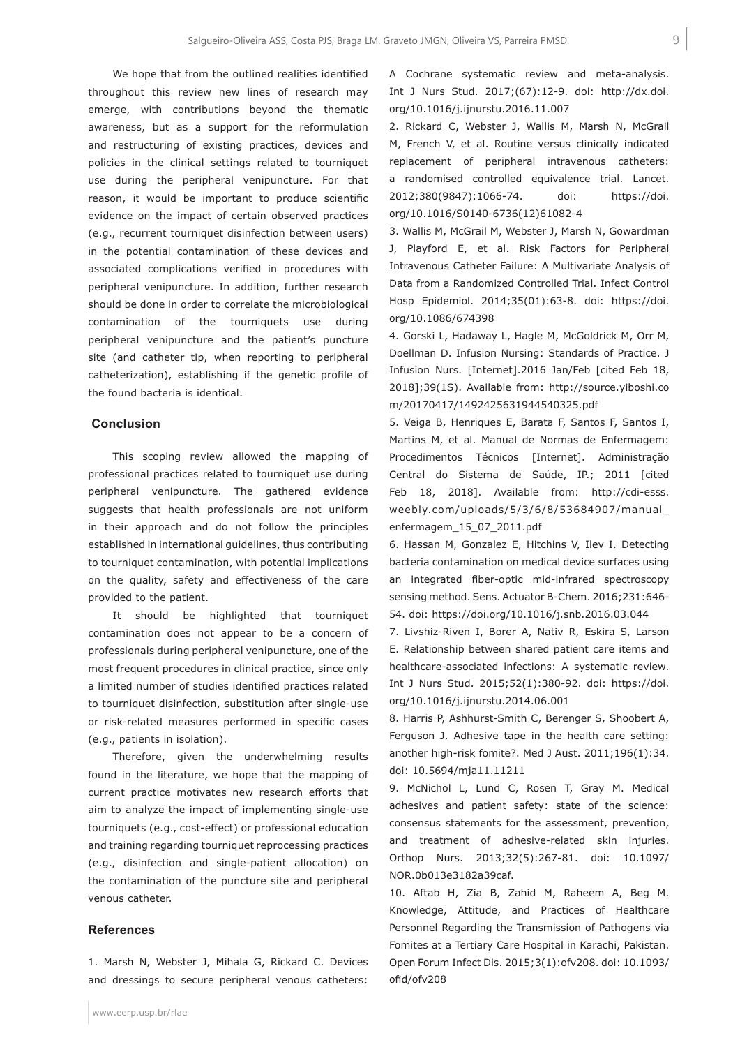We hope that from the outlined realities identified throughout this review new lines of research may emerge, with contributions beyond the thematic awareness, but as a support for the reformulation and restructuring of existing practices, devices and policies in the clinical settings related to tourniquet use during the peripheral venipuncture. For that reason, it would be important to produce scientific evidence on the impact of certain observed practices (e.g., recurrent tourniquet disinfection between users) in the potential contamination of these devices and associated complications verified in procedures with peripheral venipuncture. In addition, further research should be done in order to correlate the microbiological contamination of the tourniquets use during peripheral venipuncture and the patient's puncture site (and catheter tip, when reporting to peripheral catheterization), establishing if the genetic profile of the found bacteria is identical.

## Conclusion

This scoping review allowed the mapping of professional practices related to tourniquet use during peripheral venipuncture. The gathered evidence suggests that health professionals are not uniform in their approach and do not follow the principles established in international guidelines, thus contributing to tourniquet contamination, with potential implications on the quality, safety and effectiveness of the care provided to the patient.

It should be highlighted that tourniquet contamination does not appear to be a concern of professionals during peripheral venipuncture, one of the most frequent procedures in clinical practice, since only a limited number of studies identified practices related to tourniquet disinfection, substitution after single-use or risk-related measures performed in specific cases (e.g., patients in isolation).

Therefore, given the underwhelming results found in the literature, we hope that the mapping of current practice motivates new research efforts that aim to analyze the impact of implementing single-use tourniquets (e.g., cost-effect) or professional education and training regarding tourniquet reprocessing practices (e.g., disinfection and single-patient allocation) on the contamination of the puncture site and peripheral venous catheter.

## References

1. Marsh N, Webster J, Mihala G, Rickard C. Devices and dressings to secure peripheral venous catheters: A Cochrane systematic review and meta-analysis. Int J Nurs Stud. 2017;(67):12-9. doi: http://dx.doi.org/10.1016/j.ijnurstu.2016.11.007

2. Rickard C, Webster J, Wallis M, Marsh N, McGrail M, French V, et al. Routine versus clinically indicated replacement of peripheral intravenous catheters: a randomised controlled equivalence trial. Lancet. 2012;380(9847):1066-74. doi: https://doi.org/10.1016/S0140-6736(12)61082-4

3. Wallis M, McGrail M, Webster J, Marsh N, Gowardman J, Playford E, et al. Risk Factors for Peripheral Intravenous Catheter Failure: A Multivariate Analysis of Data from a Randomized Controlled Trial. Infect Control Hosp Epidemiol. 2014;35(01):63-8. doi: https://doi.org/10.1086/674398

4. Gorski L, Hadaway L, Hagle M, McGoldrick M, Orr M, Doellman D. Infusion Nursing: Standards of Practice. J Infusion Nurs. [Internet].2016 Jan/Feb [cited Feb 18, 2018];39(1S). Available from: http://source.yiboshi.com/20170417/1492425631944540325.pdf

5. Veiga B, Henriques E, Barata F, Santos F, Santos I, Martins M, et al. Manual de Normas de Enfermagem: Procedimentos Técnicos [Internet]. Administração Central do Sistema de Saúde, IP.; 2011 [cited Feb 18, 2018]. Available from: http://cdi-esss.weebly.com/uploads/5/3/6/8/53684907/manual_enfermagem_15_07_2011.pdf

6. Hassan M, Gonzalez E, Hitchins V, Ilev I. Detecting bacteria contamination on medical device surfaces using an integrated fiber-optic mid-infrared spectroscopy sensing method. Sens. Actuator B-Chem. 2016;231:646-54. doi: https://doi.org/10.1016/j.snb.2016.03.044

7. Livshiz-Riven I, Borer A, Nativ R, Eskira S, Larson E. Relationship between shared patient care items and healthcare-associated infections: A systematic review. Int J Nurs Stud. 2015;52(1):380-92. doi: https://doi.org/10.1016/j.ijnurstu.2014.06.001

8. Harris P, Ashhurst-Smith C, Berenger S, Shoobert A, Ferguson J. Adhesive tape in the health care setting: another high-risk fomite?. Med J Aust. 2011;196(1):34. doi: 10.5694/mja11.11211

9. McNichol L, Lund C, Rosen T, Gray M. Medical adhesives and patient safety: state of the science: consensus statements for the assessment, prevention, and treatment of adhesive-related skin injuries. Orthop Nurs. 2013;32(5):267-81. doi: 10.1097/NOR.0b013e3182a39caf.

10. Aftab H, Zia B, Zahid M, Raheem A, Beg M. Knowledge, Attitude, and Practices of Healthcare Personnel Regarding the Transmission of Pathogens via Fomites at a Tertiary Care Hospital in Karachi, Pakistan. Open Forum Infect Dis. 2015;3(1):ofv208. doi: 10.1093/ofid/ofv208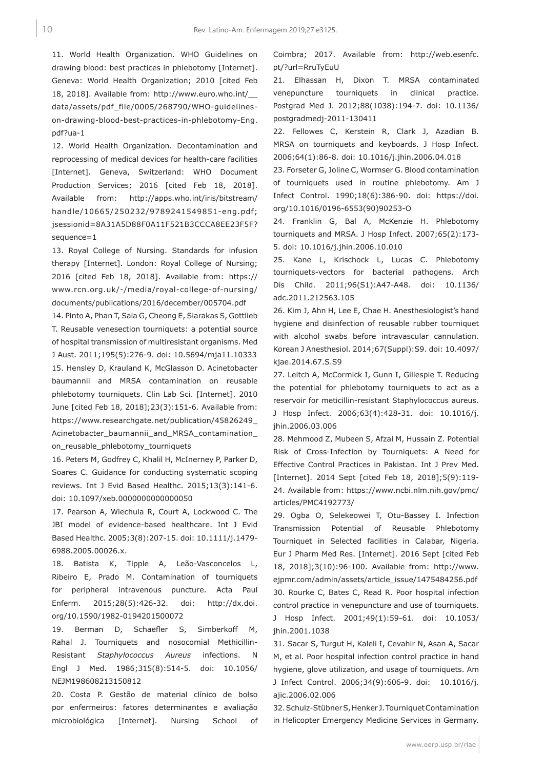11. World Health Organization. WHO Guidelines on drawing blood: best practices in phlebotomy [Internet]. Geneva: World Health Organization; 2010 [cited Feb 18, 2018]. Available from: http://www.euro.who.int/__data/assets/pdf_file/0005/268790/WHO-guidelines-on-drawing-blood-best-practices-in-phlebotomy-Eng.pdf?ua-1

12. World Health Organization. Decontamination and reprocessing of medical devices for health-care facilities [Internet]. Geneva, Switzerland: WHO Document Production Services; 2016 [cited Feb 18, 2018]. Available from: http://apps.who.int/iris/bitstream/handle/10665/250232/9789241549851-eng.pdf;jsessionid=8A31A5D88F0A11F521B3CCCA8EE23F5F?sequence=1

13. Royal College of Nursing. Standards for infusion therapy [Internet]. London: Royal College of Nursing; 2016 [cited Feb 18, 2018]. Available from: https://www.rcn.org.uk/-/media/royal-college-of-nursing/documents/publications/2016/december/005704.pdf

14. Pinto A, Phan T, Sala G, Cheong E, Siarakas S, Gottlieb T. Reusable venesection tourniquets: a potential source of hospital transmission of multiresistant organisms. Med J Aust. 2011;195(5):276-9. doi: 10.5694/mja11.10333

15. Hensley D, Krauland K, McGlasson D. Acinetobacter baumannii and MRSA contamination on reusable phlebotomy tourniquets. Clin Lab Sci. [Internet]. 2010 June [cited Feb 18, 2018];23(3):151-6. Available from: https://www.researchgate.net/publication/45826249_Acinetobacter_baumannii_and_MRSA_contamination_on_reusable_phlebotomy_tourniquets

16. Peters M, Godfrey C, Khalil H, McInerney P, Parker D, Soares C. Guidance for conducting systematic scoping reviews. Int J Evid Based Healthc. 2015;13(3):141-6. doi: 10.1097/xeb.0000000000000050

17. Pearson A, Wiechula R, Court A, Lockwood C. The JBI model of evidence-based healthcare. Int J Evid Based Healthc. 2005;3(8):207-15. doi: 10.1111/j.1479-6988.2005.00026.x.

18. Batista K, Tipple A, Leão-Vasconcelos L, Ribeiro E, Prado M. Contamination of tourniquets for peripheral intravenous puncture. Acta Paul Enferm. 2015;28(5):426-32. doi: http://dx.doi.org/10.1590/1982-0194201500072

19. Berman D, Schaefler S, Simberkoff M, Rahal J. Tourniquets and nosocomial Methicillin-Resistant *Staphylococcus Aureus* infections. N Engl J Med. 1986;315(8):514-5. doi: 10.1056/NEJM198608213150812

20. Costa P. Gestão de material clínico de bolso por enfermeiros: fatores determinantes e avaliação microbiológica [Internet]. Nursing School of Coimbra; 2017. Available from: http://web.esenfc.pt/?url=RruTyEuU

21. Elhassan H, Dixon T. MRSA contaminated venepuncture tourniquets in clinical practice. Postgrad Med J. 2012;88(1038):194-7. doi: 10.1136/postgradmedj-2011-130411

22. Fellowes C, Kerstein R, Clark J, Azadian B. MRSA on tourniquets and keyboards. J Hosp Infect. 2006;64(1):86-8. doi: 10.1016/j.jhin.2006.04.018

23. Forseter G, Joline C, Wormser G. Blood contamination of tourniquets used in routine phlebotomy. Am J Infect Control. 1990;18(6):386-90. doi: https://doi.org/10.1016/0196-6553(90)90253-O

24. Franklin G, Bal A, McKenzie H. Phlebotomy tourniquets and MRSA. J Hosp Infect. 2007;65(2):173-5. doi: 10.1016/j.jhin.2006.10.010

25. Kane L, Krischock L, Lucas C. Phlebotomy tourniquets-vectors for bacterial pathogens. Arch Dis Child. 2011;96(S1):A47-A48. doi: 10.1136/adc.2011.212563.105

26. Kim J, Ahn H, Lee E, Chae H. Anesthesiologist's hand hygiene and disinfection of reusable rubber tourniquet with alcohol swabs before intravascular cannulation. Korean J Anesthesiol. 2014;67(Suppl):S9. doi: 10.4097/kjae.2014.67.S.S9

27. Leitch A, McCormick I, Gunn I, Gillespie T. Reducing the potential for phlebotomy tourniquets to act as a reservoir for meticillin-resistant Staphylococcus aureus. J Hosp Infect. 2006;63(4):428-31. doi: 10.1016/j.jhin.2006.03.006

28. Mehmood Z, Mubeen S, Afzal M, Hussain Z. Potential Risk of Cross-Infection by Tourniquets: A Need for Effective Control Practices in Pakistan. Int J Prev Med. [Internet]. 2014 Sept [cited Feb 18, 2018];5(9):119-24. Available from: https://www.ncbi.nlm.nih.gov/pmc/articles/PMC4192773/

29. Ogba O, Selekeowei T, Otu-Bassey I. Infection Transmission Potential of Reusable Phlebotomy Tourniquet in Selected facilities in Calabar, Nigeria. Eur J Pharm Med Res. [Internet]. 2016 Sept [cited Feb 18, 2018];3(10):96-100. Available from: http://www.ejpmr.com/admin/assets/article_issue/1475484256.pdf

30. Rourke C, Bates C, Read R. Poor hospital infection control practice in venepuncture and use of tourniquets. J Hosp Infect. 2001;49(1):59-61. doi: 10.1053/jhin.2001.1038

31. Sacar S, Turgut H, Kaleli I, Cevahir N, Asan A, Sacar M, et al. Poor hospital infection control practice in hand hygiene, glove utilization, and usage of tourniquets. Am J Infect Control. 2006;34(9):606-9. doi: 10.1016/j.ajic.2006.02.006

32. Schulz-Stübner S, Henker J. Tourniquet Contamination in Helicopter Emergency Medicine Services in Germany.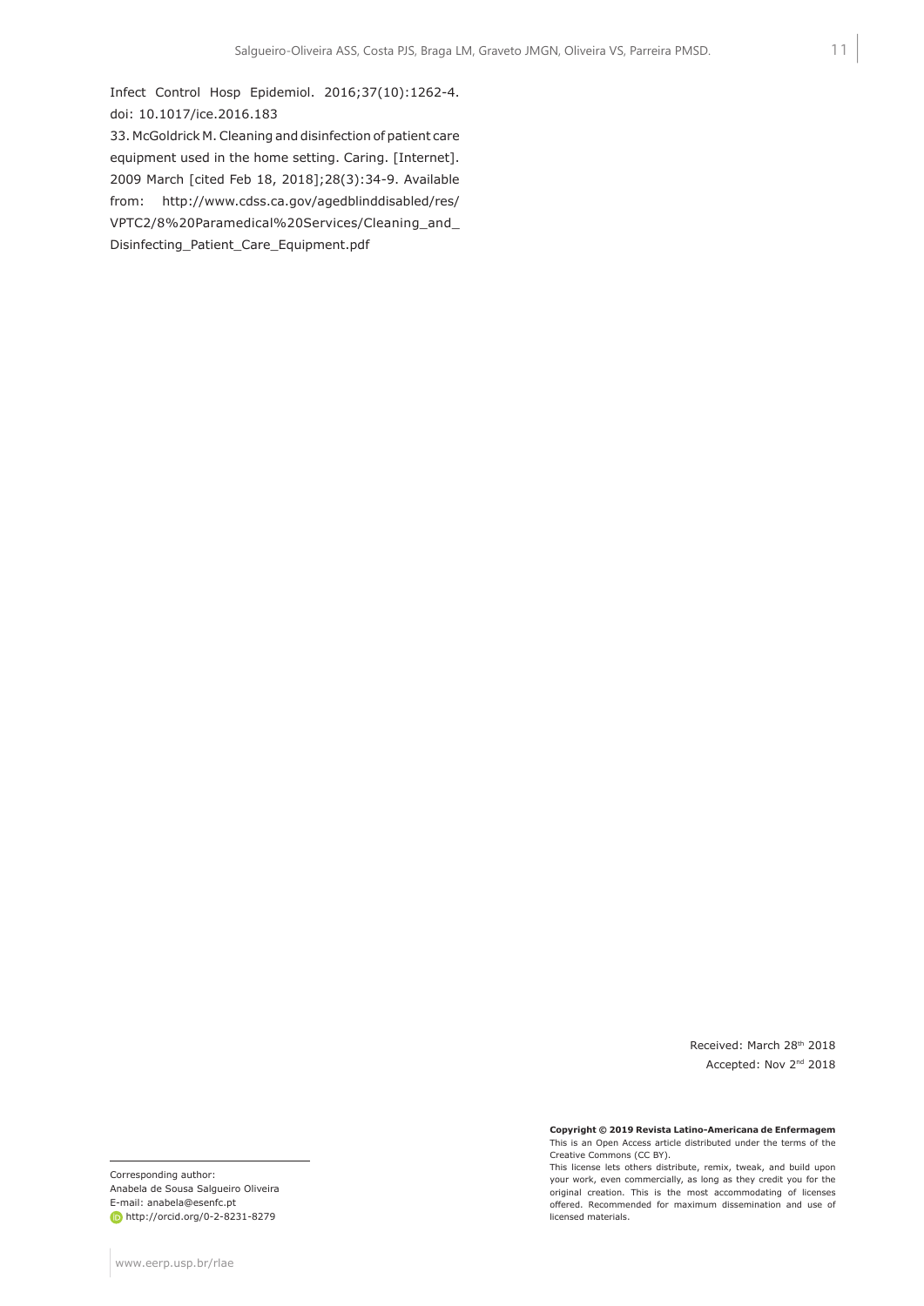Infect Control Hosp Epidemiol. 2016;37(10):1262-4. doi: 10.1017/ice.2016.183

33. McGoldrick M. Cleaning and disinfection of patient care equipment used in the home setting. Caring. [Internet]. 2009 March [cited Feb 18, 2018];28(3):34-9. Available from: http://www.cdss.ca.gov/agedblinddisabled/res/VPTC2/8%20Paramedical%20Services/Cleaning_and_Disinfecting_Patient_Care_Equipment.pdf

Received: March 28th 2018

Accepted: Nov 2nd 2018

Corresponding author:
Anabela de Sousa Salgueiro Oliveira
E-mail: anabela@esenfc.pt
http://orcid.org/0-2-8231-8279

**Copyright © 2019 Revista Latino-Americana de Enfermagem**
This is an Open Access article distributed under the terms of the Creative Commons (CC BY).
This license lets others distribute, remix, tweak, and build upon your work, even commercially, as long as they credit you for the original creation. This is the most accommodating of licenses offered. Recommended for maximum dissemination and use of licensed materials.